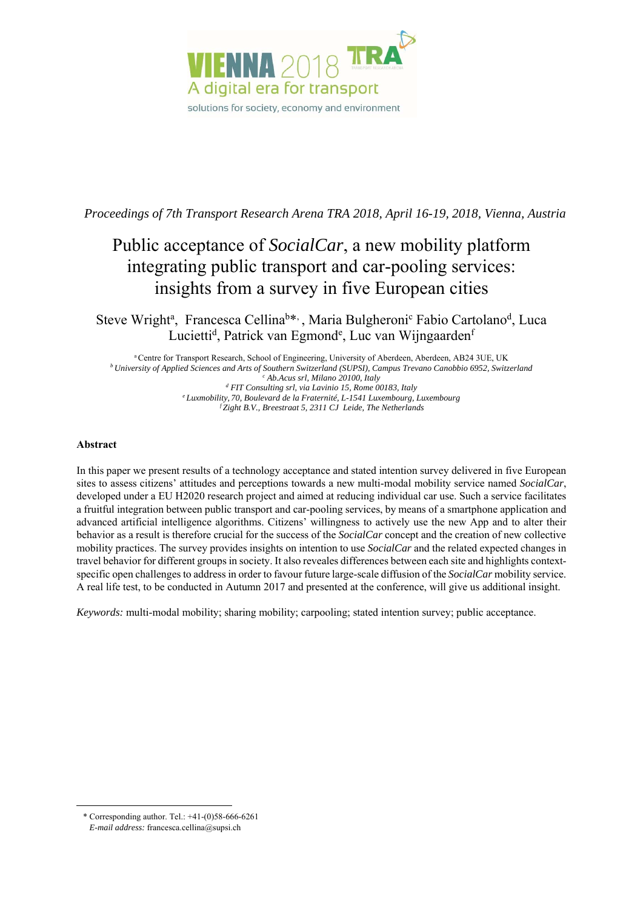*Proceedings of 7th Transport Research Arena TRA 2018, April 16-19, 2018, Vienna, Austria*

# Public acceptance of *SocialCar*, a new mobility platform integrating public transport and car-pooling services: insights from a survey in five European cities

Steve Wright[a], Francesca Cellina[b*], Maria Bulgheroni[c] Fabio Cartolano[d], Luca Lucietti[d], Patrick van Egmond[e], Luc van Wijngaarden[f]

[a] Centre for Transport Research, School of Engineering, University of Aberdeen, Aberdeen, AB24 3UE, UK
[b] *University of Applied Sciences and Arts of Southern Switzerland (SUPSI), Campus Trevano Canobbio 6952, Switzerland*
[c] *Ab.Acus srl, Milano 20100, Italy*
[d] *FIT Consulting srl, via Lavinio 15, Rome 00183, Italy*
[e] *Luxmobility, 70, Boulevard de la Fraternité, L-1541 Luxembourg, Luxembourg*
[f] *Zight B.V., Breestraat 5, 2311 CJ Leide, The Netherlands*

## Abstract

In this paper we present results of a technology acceptance and stated intention survey delivered in five European sites to assess citizens' attitudes and perceptions towards a new multi-modal mobility service named *SocialCar*, developed under a EU H2020 research project and aimed at reducing individual car use. Such a service facilitates a fruitful integration between public transport and car-pooling services, by means of a smartphone application and advanced artificial intelligence algorithms. Citizens' willingness to actively use the new App and to alter their behavior as a result is therefore crucial for the success of the *SocialCar* concept and the creation of new collective mobility practices. The survey provides insights on intention to use *SocialCar* and the related expected changes in travel behavior for different groups in society. It also reveales differences between each site and highlights context-specific open challenges to address in order to favour future large-scale diffusion of the *SocialCar* mobility service. A real life test, to be conducted in Autumn 2017 and presented at the conference, will give us additional insight.

*Keywords:* multi-modal mobility; sharing mobility; carpooling; stated intention survey; public acceptance.

---

\* Corresponding author. Tel.: +41-(0)58-666-6261
*E-mail address:* francesca.cellina@supsi.ch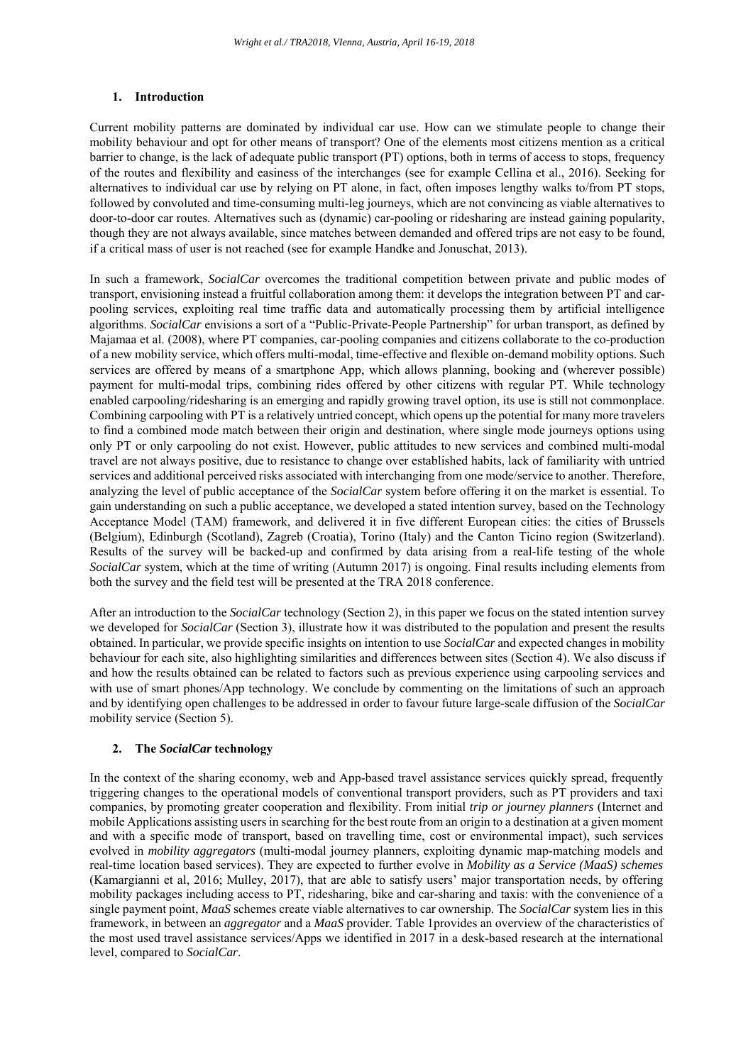## 1. Introduction

Current mobility patterns are dominated by individual car use. How can we stimulate people to change their mobility behaviour and opt for other means of transport? One of the elements most citizens mention as a critical barrier to change, is the lack of adequate public transport (PT) options, both in terms of access to stops, frequency of the routes and flexibility and easiness of the interchanges (see for example Cellina et al., 2016). Seeking for alternatives to individual car use by relying on PT alone, in fact, often imposes lengthy walks to/from PT stops, followed by convoluted and time-consuming multi-leg journeys, which are not convincing as viable alternatives to door-to-door car routes. Alternatives such as (dynamic) car-pooling or ridesharing are instead gaining popularity, though they are not always available, since matches between demanded and offered trips are not easy to be found, if a critical mass of user is not reached (see for example Handke and Jonuschat, 2013).

In such a framework, *SocialCar* overcomes the traditional competition between private and public modes of transport, envisioning instead a fruitful collaboration among them: it develops the integration between PT and car-pooling services, exploiting real time traffic data and automatically processing them by artificial intelligence algorithms. *SocialCar* envisions a sort of a "Public-Private-People Partnership" for urban transport, as defined by Majamaa et al. (2008), where PT companies, car-pooling companies and citizens collaborate to the co-production of a new mobility service, which offers multi-modal, time-effective and flexible on-demand mobility options. Such services are offered by means of a smartphone App, which allows planning, booking and (wherever possible) payment for multi-modal trips, combining rides offered by other citizens with regular PT. While technology enabled carpooling/ridesharing is an emerging and rapidly growing travel option, its use is still not commonplace. Combining carpooling with PT is a relatively untried concept, which opens up the potential for many more travelers to find a combined mode match between their origin and destination, where single mode journeys options using only PT or only carpooling do not exist. However, public attitudes to new services and combined multi-modal travel are not always positive, due to resistance to change over established habits, lack of familiarity with untried services and additional perceived risks associated with interchanging from one mode/service to another. Therefore, analyzing the level of public acceptance of the *SocialCar* system before offering it on the market is essential. To gain understanding on such a public acceptance, we developed a stated intention survey, based on the Technology Acceptance Model (TAM) framework, and delivered it in five different European cities: the cities of Brussels (Belgium), Edinburgh (Scotland), Zagreb (Croatia), Torino (Italy) and the Canton Ticino region (Switzerland). Results of the survey will be backed-up and confirmed by data arising from a real-life testing of the whole *SocialCar* system, which at the time of writing (Autumn 2017) is ongoing. Final results including elements from both the survey and the field test will be presented at the TRA 2018 conference.

After an introduction to the *SocialCar* technology (Section 2), in this paper we focus on the stated intention survey we developed for *SocialCar* (Section 3), illustrate how it was distributed to the population and present the results obtained. In particular, we provide specific insights on intention to use *SocialCar* and expected changes in mobility behaviour for each site, also highlighting similarities and differences between sites (Section 4). We also discuss if and how the results obtained can be related to factors such as previous experience using carpooling services and with use of smart phones/App technology. We conclude by commenting on the limitations of such an approach and by identifying open challenges to be addressed in order to favour future large-scale diffusion of the *SocialCar* mobility service (Section 5).

## 2. The *SocialCar* technology

In the context of the sharing economy, web and App-based travel assistance services quickly spread, frequently triggering changes to the operational models of conventional transport providers, such as PT providers and taxi companies, by promoting greater cooperation and flexibility. From initial *trip or journey planners* (Internet and mobile Applications assisting users in searching for the best route from an origin to a destination at a given moment and with a specific mode of transport, based on travelling time, cost or environmental impact), such services evolved in *mobility aggregators* (multi-modal journey planners, exploiting dynamic map-matching models and real-time location based services). They are expected to further evolve in *Mobility as a Service (MaaS) schemes* (Kamargianni et al, 2016; Mulley, 2017), that are able to satisfy users' major transportation needs, by offering mobility packages including access to PT, ridesharing, bike and car-sharing and taxis: with the convenience of a single payment point, *MaaS* schemes create viable alternatives to car ownership. The *SocialCar* system lies in this framework, in between an *aggregator* and a *MaaS* provider. Table 1provides an overview of the characteristics of the most used travel assistance services/Apps we identified in 2017 in a desk-based research at the international level, compared to *SocialCar*.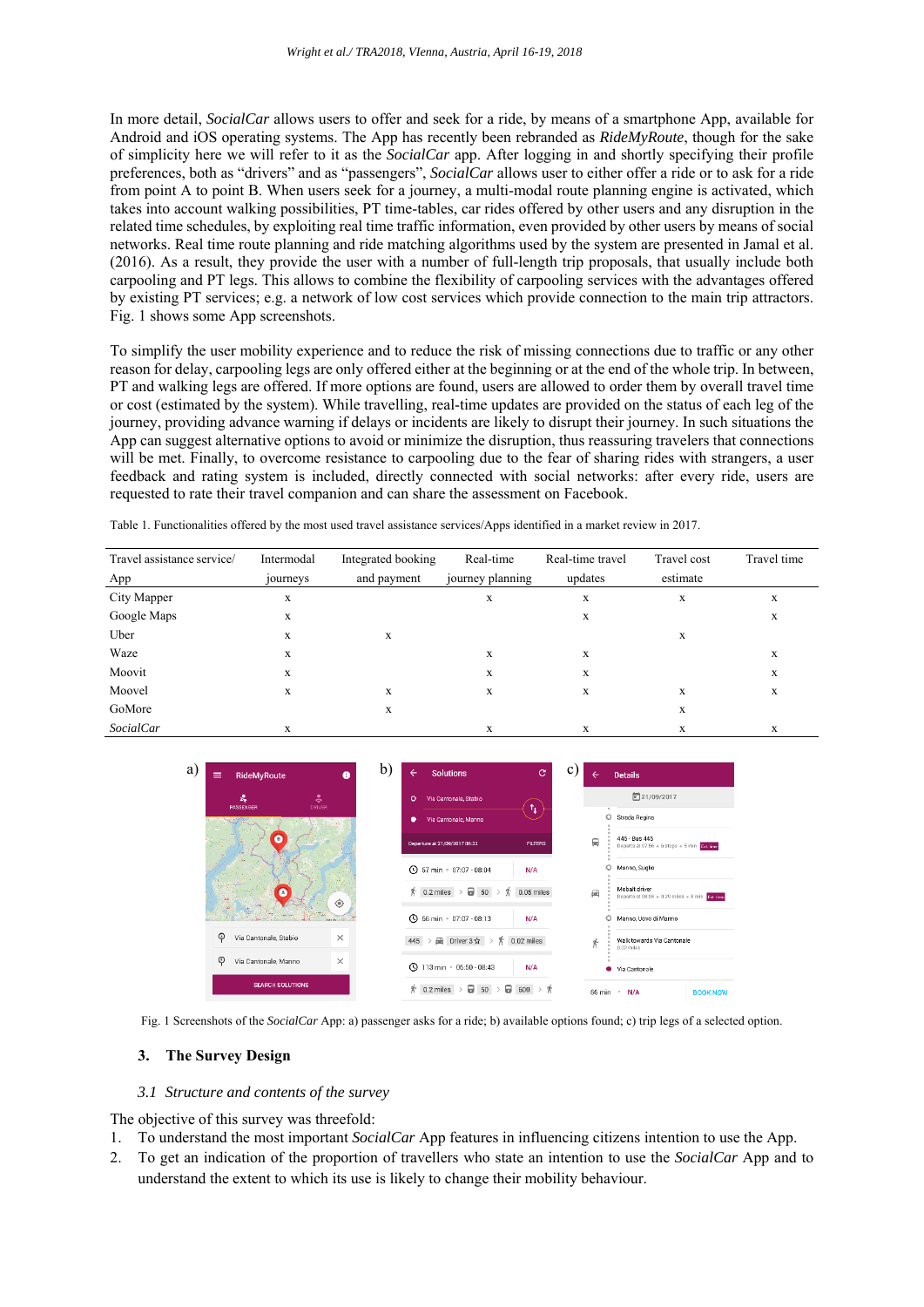In more detail, *SocialCar* allows users to offer and seek for a ride, by means of a smartphone App, available for Android and iOS operating systems. The App has recently been rebranded as *RideMyRoute*, though for the sake of simplicity here we will refer to it as the *SocialCar* app. After logging in and shortly specifying their profile preferences, both as "drivers" and as "passengers", *SocialCar* allows user to either offer a ride or to ask for a ride from point A to point B. When users seek for a journey, a multi-modal route planning engine is activated, which takes into account walking possibilities, PT time-tables, car rides offered by other users and any disruption in the related time schedules, by exploiting real time traffic information, even provided by other users by means of social networks. Real time route planning and ride matching algorithms used by the system are presented in Jamal et al. (2016). As a result, they provide the user with a number of full-length trip proposals, that usually include both carpooling and PT legs. This allows to combine the flexibility of carpooling services with the advantages offered by existing PT services; e.g. a network of low cost services which provide connection to the main trip attractors. Fig. 1 shows some App screenshots.

To simplify the user mobility experience and to reduce the risk of missing connections due to traffic or any other reason for delay, carpooling legs are only offered either at the beginning or at the end of the whole trip. In between, PT and walking legs are offered. If more options are found, users are allowed to order them by overall travel time or cost (estimated by the system). While travelling, real-time updates are provided on the status of each leg of the journey, providing advance warning if delays or incidents are likely to disrupt their journey. In such situations the App can suggest alternative options to avoid or minimize the disruption, thus reassuring travelers that connections will be met. Finally, to overcome resistance to carpooling due to the fear of sharing rides with strangers, a user feedback and rating system is included, directly connected with social networks: after every ride, users are requested to rate their travel companion and can share the assessment on Facebook.

Table 1. Functionalities offered by the most used travel assistance services/Apps identified in a market review in 2017.

| Travel assistance service/ App | Intermodal journeys | Integrated booking and payment | Real-time journey planning | Real-time travel updates | Travel cost estimate | Travel time |
|---|---|---|---|---|---|---|
| City Mapper | x | | x | x | x | x |
| Google Maps | x | | | x | | x |
| Uber | x | x | | | x | |
| Waze | x | | x | x | | x |
| Moovit | x | | x | x | | x |
| Moovel | x | x | x | x | x | x |
| GoMore | | x | | | x | |
| *SocialCar* | x | | x | x | x | x |

Fig. 1 Screenshots of the *SocialCar* App: a) passenger asks for a ride; b) available options found; c) trip legs of a selected option.

### 3. The Survey Design

#### *3.1 Structure and contents of the survey*

The objective of this survey was threefold:

1. To understand the most important *SocialCar* App features in influencing citizens intention to use the App.
2. To get an indication of the proportion of travellers who state an intention to use the *SocialCar* App and to understand the extent to which its use is likely to change their mobility behaviour.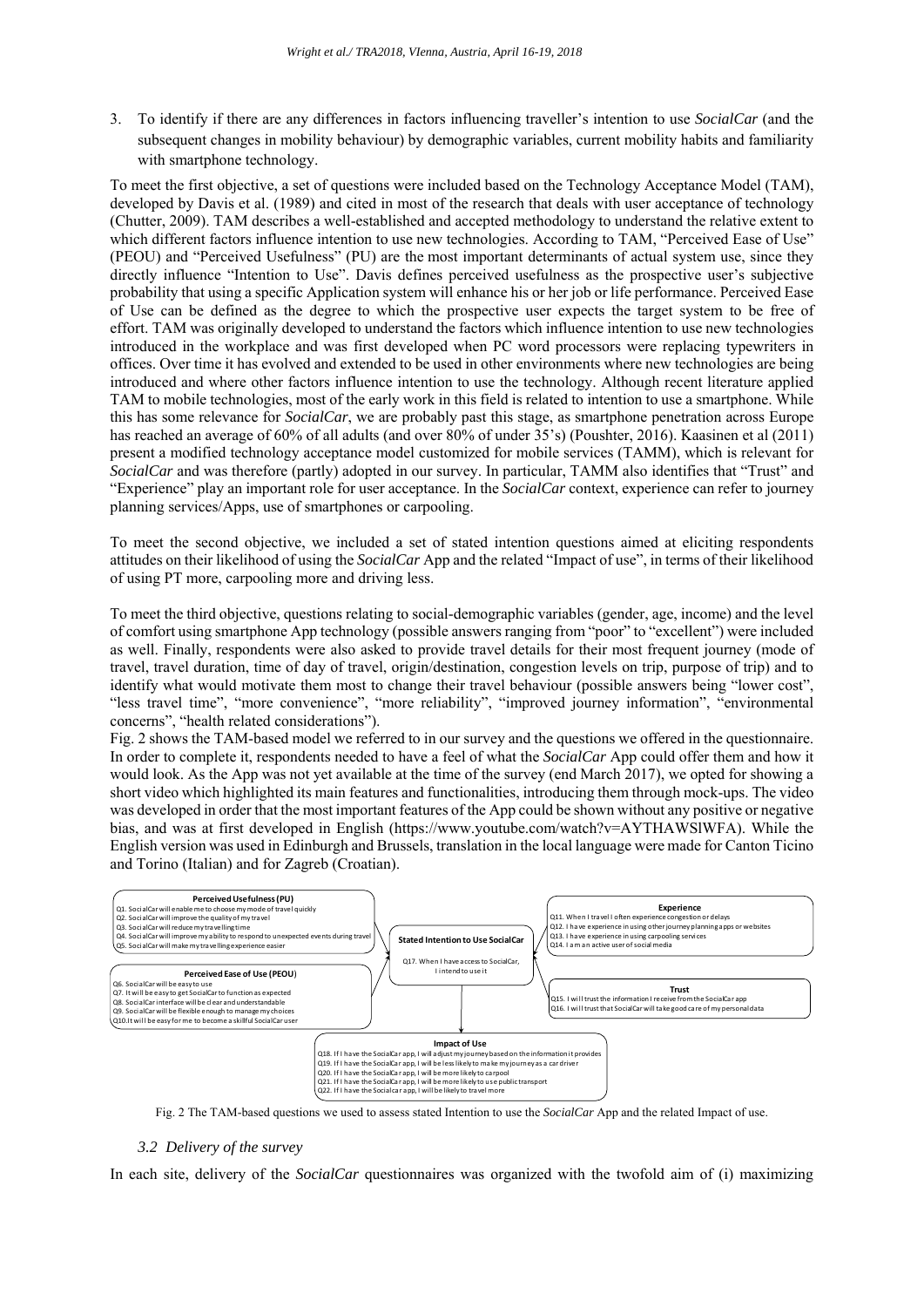3. To identify if there are any differences in factors influencing traveller's intention to use *SocialCar* (and the subsequent changes in mobility behaviour) by demographic variables, current mobility habits and familiarity with smartphone technology.

To meet the first objective, a set of questions were included based on the Technology Acceptance Model (TAM), developed by Davis et al. (1989) and cited in most of the research that deals with user acceptance of technology (Chutter, 2009). TAM describes a well-established and accepted methodology to understand the relative extent to which different factors influence intention to use new technologies. According to TAM, "Perceived Ease of Use" (PEOU) and "Perceived Usefulness" (PU) are the most important determinants of actual system use, since they directly influence "Intention to Use". Davis defines perceived usefulness as the prospective user's subjective probability that using a specific Application system will enhance his or her job or life performance. Perceived Ease of Use can be defined as the degree to which the prospective user expects the target system to be free of effort. TAM was originally developed to understand the factors which influence intention to use new technologies introduced in the workplace and was first developed when PC word processors were replacing typewriters in offices. Over time it has evolved and extended to be used in other environments where new technologies are being introduced and where other factors influence intention to use the technology. Although recent literature applied TAM to mobile technologies, most of the early work in this field is related to intention to use a smartphone. While this has some relevance for *SocialCar*, we are probably past this stage, as smartphone penetration across Europe has reached an average of 60% of all adults (and over 80% of under 35's) (Poushter, 2016). Kaasinen et al (2011) present a modified technology acceptance model customized for mobile services (TAMM), which is relevant for *SocialCar* and was therefore (partly) adopted in our survey. In particular, TAMM also identifies that "Trust" and "Experience" play an important role for user acceptance. In the *SocialCar* context, experience can refer to journey planning services/Apps, use of smartphones or carpooling.

To meet the second objective, we included a set of stated intention questions aimed at eliciting respondents attitudes on their likelihood of using the *SocialCar* App and the related "Impact of use", in terms of their likelihood of using PT more, carpooling more and driving less.

To meet the third objective, questions relating to social-demographic variables (gender, age, income) and the level of comfort using smartphone App technology (possible answers ranging from "poor" to "excellent") were included as well. Finally, respondents were also asked to provide travel details for their most frequent journey (mode of travel, travel duration, time of day of travel, origin/destination, congestion levels on trip, purpose of trip) and to identify what would motivate them most to change their travel behaviour (possible answers being "lower cost", "less travel time", "more convenience", "more reliability", "improved journey information", "environmental concerns", "health related considerations").

Fig. 2 shows the TAM-based model we referred to in our survey and the questions we offered in the questionnaire. In order to complete it, respondents needed to have a feel of what the *SocialCar* App could offer them and how it would look. As the App was not yet available at the time of the survey (end March 2017), we opted for showing a short video which highlighted its main features and functionalities, introducing them through mock-ups. The video was developed in order that the most important features of the App could be shown without any positive or negative bias, and was at first developed in English (https://www.youtube.com/watch?v=AYTHAWSlWFA). While the English version was used in Edinburgh and Brussels, translation in the local language were made for Canton Ticino and Torino (Italian) and for Zagreb (Croatian).

**Perceived Usefulness (PU)**
- Q1. SocialCar will enable me to choose my mode of travel quickly
- Q2. SocialCar will improve the quality of my travel
- Q3. SocialCar will reduce my travelling time
- Q4. SocialCar will improve my ability to respond to unexpected events during travel
- Q5. SocialCar will make my travelling experience easier

**Perceived Ease of Use (PEOU)**
- Q6. SocialCar will be easy to use
- Q7. It will be easy to get SocialCar to function as expected
- Q8. SocialCar interface will be clear and understandable
- Q9. SocialCar will be flexible enough to manage my choices
- Q10. It will be easy for me to become a skillful SocialCar user

**Stated Intention to Use SocialCar**
- Q17. When I have access to SocialCar, I intend to use it

**Experience**
- Q11. When I travel I often experience congestion or delays
- Q12. I have experience in using other journey planning apps or websites
- Q13. I have experience in using carpooling services
- Q14. I am an active user of social media

**Trust**
- Q15. I will trust the information I receive from the SocialCar app
- Q16. I will trust that SocialCar will take good care of my personal data

**Impact of Use**
- Q18. If I have the SocialCar app, I will adjust my journey based on the information it provides
- Q19. If I have the SocialCar app, I will be less likely to make my journey as a car driver
- Q20. If I have the SocialCar app, I will be more likely to carpool
- Q21. If I have the SocialCar app, I will be more likely to use public transport
- Q22. If I have the Socialcar app, I will be likely to travel more

Fig. 2 The TAM-based questions we used to assess stated Intention to use the *SocialCar* App and the related Impact of use.

### 3.2 Delivery of the survey

In each site, delivery of the *SocialCar* questionnaires was organized with the twofold aim of (i) maximizing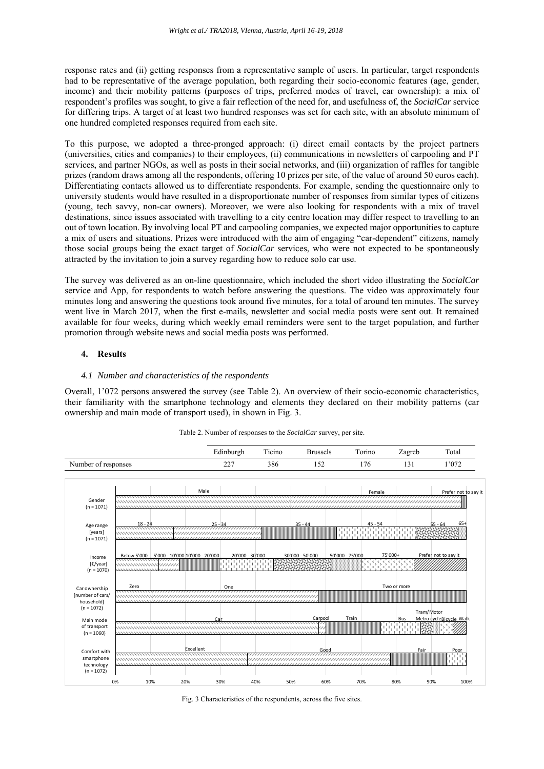response rates and (ii) getting responses from a representative sample of users. In particular, target respondents had to be representative of the average population, both regarding their socio-economic features (age, gender, income) and their mobility patterns (purposes of trips, preferred modes of travel, car ownership): a mix of respondent's profiles was sought, to give a fair reflection of the need for, and usefulness of, the *SocialCar* service for differing trips. A target of at least two hundred responses was set for each site, with an absolute minimum of one hundred completed responses required from each site.

To this purpose, we adopted a three-pronged approach: (i) direct email contacts by the project partners (universities, cities and companies) to their employees, (ii) communications in newsletters of carpooling and PT services, and partner NGOs, as well as posts in their social networks, and (iii) organization of raffles for tangible prizes (random draws among all the respondents, offering 10 prizes per site, of the value of around 50 euros each). Differentiating contacts allowed us to differentiate respondents. For example, sending the questionnaire only to university students would have resulted in a disproportionate number of responses from similar types of citizens (young, tech savvy, non-car owners). Moreover, we were also looking for respondents with a mix of travel destinations, since issues associated with travelling to a city centre location may differ respect to travelling to an out of town location. By involving local PT and carpooling companies, we expected major opportunities to capture a mix of users and situations. Prizes were introduced with the aim of engaging "car-dependent" citizens, namely those social groups being the exact target of *SocialCar* services, who were not expected to be spontaneously attracted by the invitation to join a survey regarding how to reduce solo car use.

The survey was delivered as an on-line questionnaire, which included the short video illustrating the *SocialCar* service and App, for respondents to watch before answering the questions. The video was approximately four minutes long and answering the questions took around five minutes, for a total of around ten minutes. The survey went live in March 2017, when the first e-mails, newsletter and social media posts were sent out. It remained available for four weeks, during which weekly email reminders were sent to the target population, and further promotion through website news and social media posts was performed.

## 4. Results

### *4.1 Number and characteristics of the respondents*

Overall, 1'072 persons answered the survey (see Table 2). An overview of their socio-economic characteristics, their familiarity with the smartphone technology and elements they declared on their mobility patterns (car ownership and main mode of transport used), in shown in Fig. 3.

Table 2. Number of responses to the *SocialCar* survey, per site.

| | Edinburgh | Ticino | Brussels | Torino | Zagreb | Total |
|---|---|---|---|---|---|---|
| Number of responses | 227 | 386 | 152 | 176 | 131 | 1'072 |

Gender (n = 1071): Male, Female, Prefer not to say it

Age range [years] (n = 1071): 18 - 24, 25 - 34, 35 - 44, 45 - 54, 55 - 64, 65+

Income [€/year] (n = 1070): Below 5'000, 5'000 - 10'000, 10'000 - 20'000, 20'000 - 30'000, 30'000 - 50'000, 50'000 - 75'000, 75'000+, Prefer not to say it

Car ownership [number of cars/household] (n = 1072): Zero, One, Two or more

Main mode of transport (n = 1060): Car, Carpool, Train, Bus, Tram/Metro, Motor cycle, Bicycle, Walk

Comfort with smartphone technology (n = 1072): Excellent, Good, Fair, Poor

0% 10% 20% 30% 40% 50% 60% 70% 80% 90% 100%

Fig. 3 Characteristics of the respondents, across the five sites.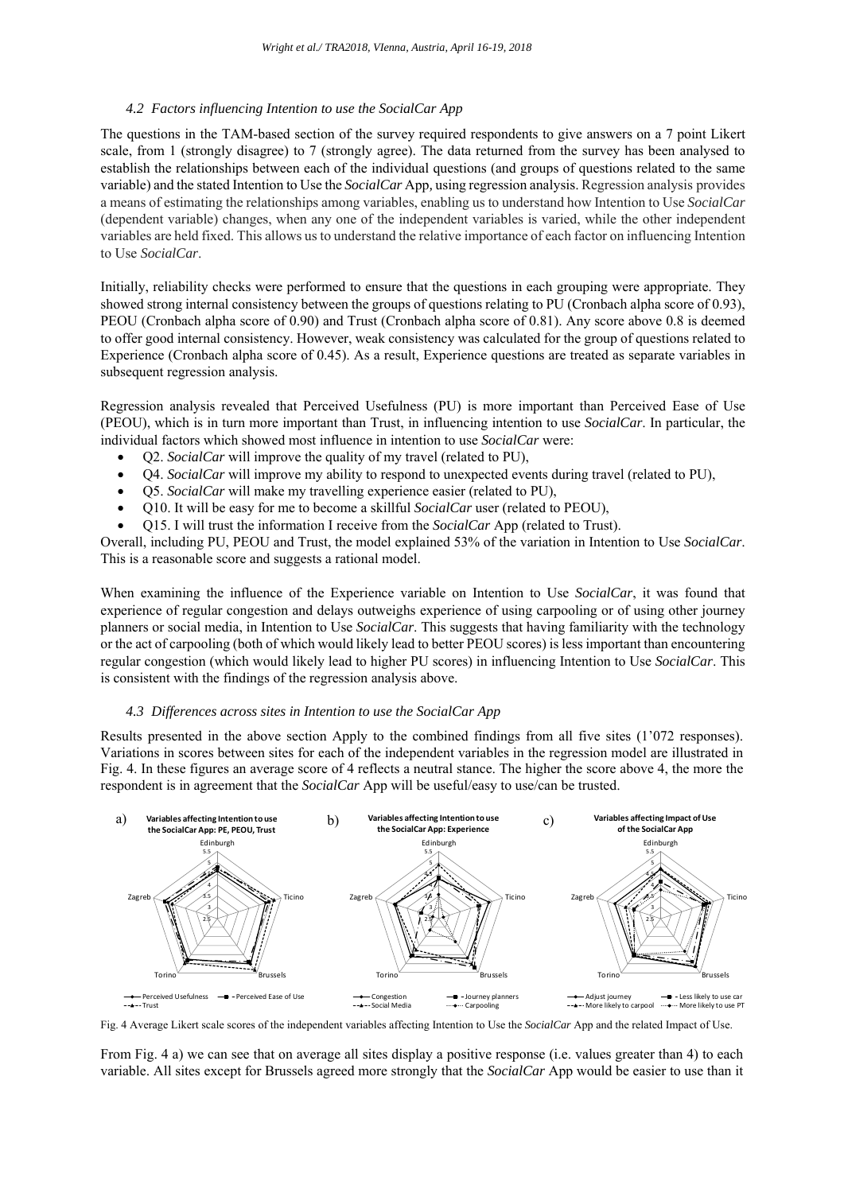### 4.2 Factors influencing Intention to use the SocialCar App

The questions in the TAM-based section of the survey required respondents to give answers on a 7 point Likert scale, from 1 (strongly disagree) to 7 (strongly agree). The data returned from the survey has been analysed to establish the relationships between each of the individual questions (and groups of questions related to the same variable) and the stated Intention to Use the *SocialCar* App, using regression analysis. Regression analysis provides a means of estimating the relationships among variables, enabling us to understand how Intention to Use *SocialCar* (dependent variable) changes, when any one of the independent variables is varied, while the other independent variables are held fixed. This allows us to understand the relative importance of each factor on influencing Intention to Use *SocialCar*.

Initially, reliability checks were performed to ensure that the questions in each grouping were appropriate. They showed strong internal consistency between the groups of questions relating to PU (Cronbach alpha score of 0.93), PEOU (Cronbach alpha score of 0.90) and Trust (Cronbach alpha score of 0.81). Any score above 0.8 is deemed to offer good internal consistency. However, weak consistency was calculated for the group of questions related to Experience (Cronbach alpha score of 0.45). As a result, Experience questions are treated as separate variables in subsequent regression analysis.

Regression analysis revealed that Perceived Usefulness (PU) is more important than Perceived Ease of Use (PEOU), which is in turn more important than Trust, in influencing intention to use *SocialCar*. In particular, the individual factors which showed most influence in intention to use *SocialCar* were:

- Q2. *SocialCar* will improve the quality of my travel (related to PU),
- Q4. *SocialCar* will improve my ability to respond to unexpected events during travel (related to PU),
- Q5. *SocialCar* will make my travelling experience easier (related to PU),
- Q10. It will be easy for me to become a skillful *SocialCar* user (related to PEOU),
- Q15. I will trust the information I receive from the *SocialCar* App (related to Trust).

Overall, including PU, PEOU and Trust, the model explained 53% of the variation in Intention to Use *SocialCar*. This is a reasonable score and suggests a rational model.

When examining the influence of the Experience variable on Intention to Use *SocialCar*, it was found that experience of regular congestion and delays outweighs experience of using carpooling or of using other journey planners or social media, in Intention to Use *SocialCar*. This suggests that having familiarity with the technology or the act of carpooling (both of which would likely lead to better PEOU scores) is less important than encountering regular congestion (which would likely lead to higher PU scores) in influencing Intention to Use *SocialCar*. This is consistent with the findings of the regression analysis above.

### 4.3 Differences across sites in Intention to use the SocialCar App

Results presented in the above section Apply to the combined findings from all five sites (1'072 responses). Variations in scores between sites for each of the independent variables in the regression model are illustrated in Fig. 4. In these figures an average score of 4 reflects a neutral stance. The higher the score above 4, the more the respondent is in agreement that the *SocialCar* App will be useful/easy to use/can be trusted.

Fig. 4 Average Likert scale scores of the independent variables affecting Intention to Use the *SocialCar* App and the related Impact of Use.

From Fig. 4 a) we can see that on average all sites display a positive response (i.e. values greater than 4) to each variable. All sites except for Brussels agreed more strongly that the *SocialCar* App would be easier to use than it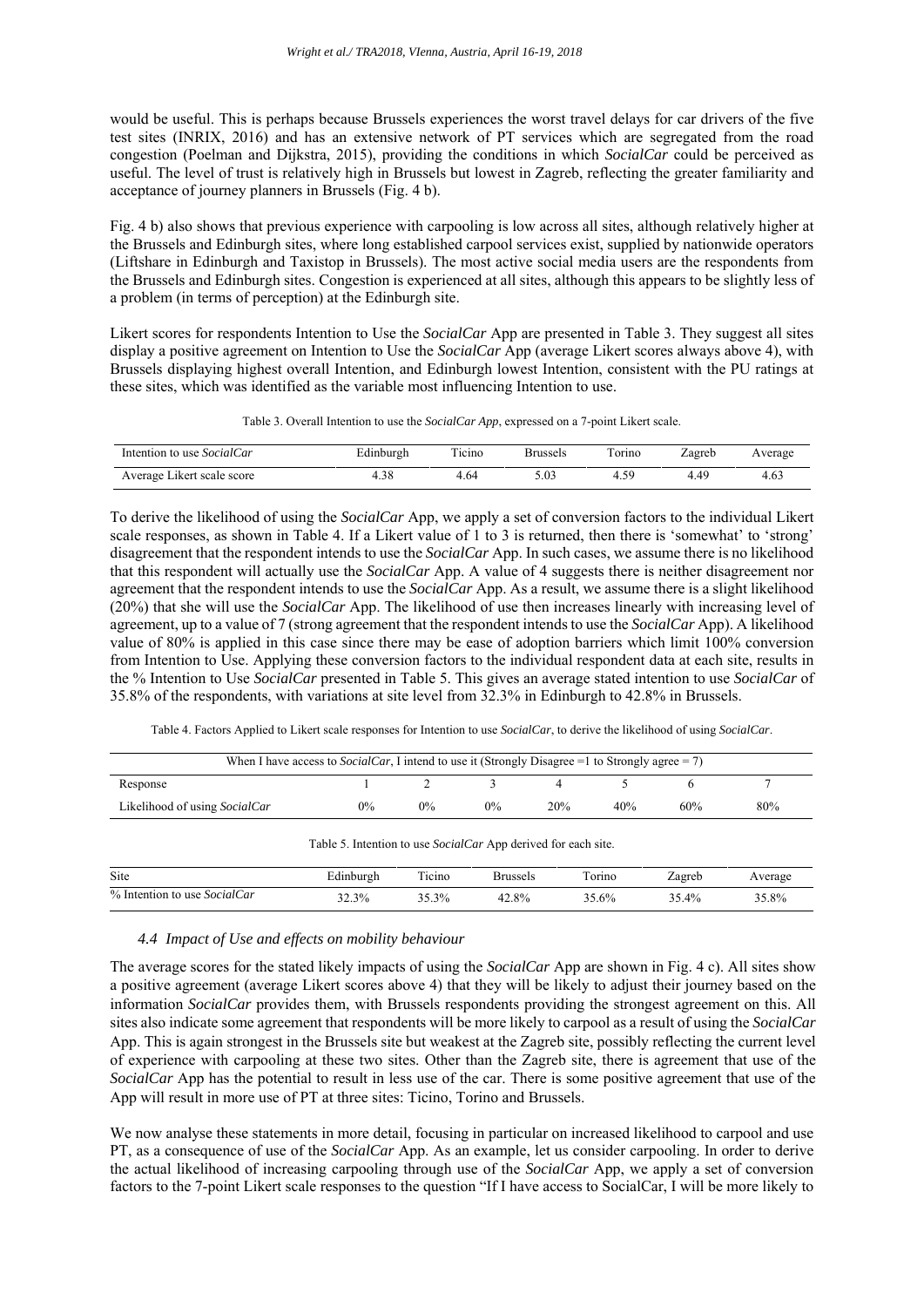would be useful. This is perhaps because Brussels experiences the worst travel delays for car drivers of the five test sites (INRIX, 2016) and has an extensive network of PT services which are segregated from the road congestion (Poelman and Dijkstra, 2015), providing the conditions in which *SocialCar* could be perceived as useful. The level of trust is relatively high in Brussels but lowest in Zagreb, reflecting the greater familiarity and acceptance of journey planners in Brussels (Fig. 4 b).

Fig. 4 b) also shows that previous experience with carpooling is low across all sites, although relatively higher at the Brussels and Edinburgh sites, where long established carpool services exist, supplied by nationwide operators (Liftshare in Edinburgh and Taxistop in Brussels). The most active social media users are the respondents from the Brussels and Edinburgh sites. Congestion is experienced at all sites, although this appears to be slightly less of a problem (in terms of perception) at the Edinburgh site.

Likert scores for respondents Intention to Use the *SocialCar* App are presented in Table 3. They suggest all sites display a positive agreement on Intention to Use the *SocialCar* App (average Likert scores always above 4), with Brussels displaying highest overall Intention, and Edinburgh lowest Intention, consistent with the PU ratings at these sites, which was identified as the variable most influencing Intention to use.

Table 3. Overall Intention to use the *SocialCar App*, expressed on a 7-point Likert scale.

| Intention to use *SocialCar* | Edinburgh | Ticino | Brussels | Torino | Zagreb | Average |
|---|---|---|---|---|---|---|
| Average Likert scale score | 4.38 | 4.64 | 5.03 | 4.59 | 4.49 | 4.63 |

To derive the likelihood of using the *SocialCar* App, we apply a set of conversion factors to the individual Likert scale responses, as shown in Table 4. If a Likert value of 1 to 3 is returned, then there is 'somewhat' to 'strong' disagreement that the respondent intends to use the *SocialCar* App. In such cases, we assume there is no likelihood that this respondent will actually use the *SocialCar* App. A value of 4 suggests there is neither disagreement nor agreement that the respondent intends to use the *SocialCar* App. As a result, we assume there is a slight likelihood (20%) that she will use the *SocialCar* App. The likelihood of use then increases linearly with increasing level of agreement, up to a value of 7 (strong agreement that the respondent intends to use the *SocialCar* App). A likelihood value of 80% is applied in this case since there may be ease of adoption barriers which limit 100% conversion from Intention to Use. Applying these conversion factors to the individual respondent data at each site, results in the % Intention to Use *SocialCar* presented in Table 5. This gives an average stated intention to use *SocialCar* of 35.8% of the respondents, with variations at site level from 32.3% in Edinburgh to 42.8% in Brussels.

Table 4. Factors Applied to Likert scale responses for Intention to use *SocialCar*, to derive the likelihood of using *SocialCar*.

| When I have access to *SocialCar*, I intend to use it (Strongly Disagree =1 to Strongly agree = 7) | | | | | | | |
|---|---|---|---|---|---|---|---|
| Response | 1 | 2 | 3 | 4 | 5 | 6 | 7 |
| Likelihood of using *SocialCar* | 0% | 0% | 0% | 20% | 40% | 60% | 80% |

Table 5. Intention to use *SocialCar* App derived for each site.

| Site | Edinburgh | Ticino | Brussels | Torino | Zagreb | Average |
|---|---|---|---|---|---|---|
| % Intention to use *SocialCar* | 32.3% | 35.3% | 42.8% | 35.6% | 35.4% | 35.8% |

### *4.4 Impact of Use and effects on mobility behaviour*

The average scores for the stated likely impacts of using the *SocialCar* App are shown in Fig. 4 c). All sites show a positive agreement (average Likert scores above 4) that they will be likely to adjust their journey based on the information *SocialCar* provides them, with Brussels respondents providing the strongest agreement on this. All sites also indicate some agreement that respondents will be more likely to carpool as a result of using the *SocialCar* App. This is again strongest in the Brussels site but weakest at the Zagreb site, possibly reflecting the current level of experience with carpooling at these two sites. Other than the Zagreb site, there is agreement that use of the *SocialCar* App has the potential to result in less use of the car. There is some positive agreement that use of the App will result in more use of PT at three sites: Ticino, Torino and Brussels.

We now analyse these statements in more detail, focusing in particular on increased likelihood to carpool and use PT, as a consequence of use of the *SocialCar* App. As an example, let us consider carpooling. In order to derive the actual likelihood of increasing carpooling through use of the *SocialCar* App, we apply a set of conversion factors to the 7-point Likert scale responses to the question "If I have access to SocialCar, I will be more likely to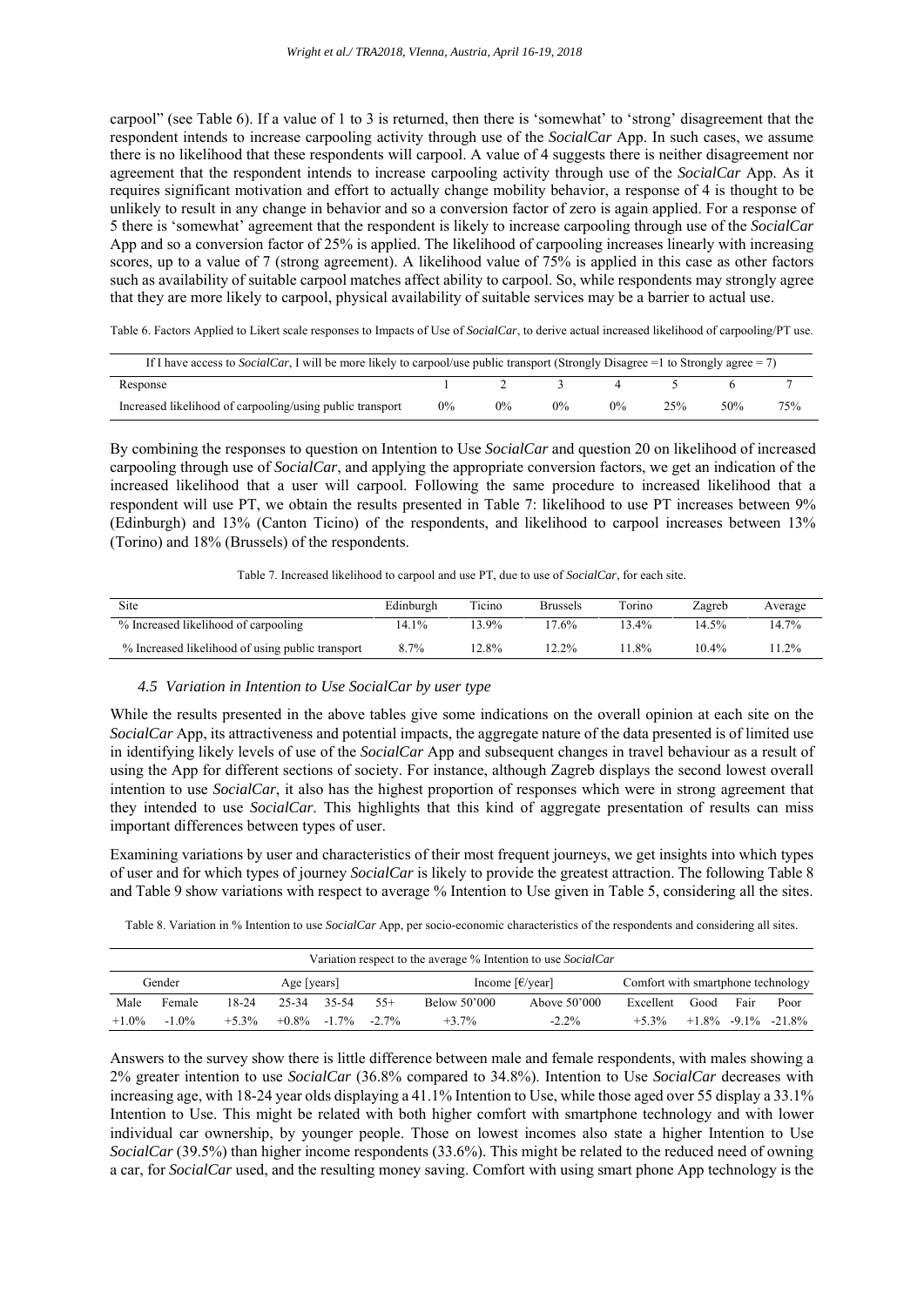carpool" (see Table 6). If a value of 1 to 3 is returned, then there is 'somewhat' to 'strong' disagreement that the respondent intends to increase carpooling activity through use of the *SocialCar* App. In such cases, we assume there is no likelihood that these respondents will carpool. A value of 4 suggests there is neither disagreement nor agreement that the respondent intends to increase carpooling activity through use of the *SocialCar* App. As it requires significant motivation and effort to actually change mobility behavior, a response of 4 is thought to be unlikely to result in any change in behavior and so a conversion factor of zero is again applied. For a response of 5 there is 'somewhat' agreement that the respondent is likely to increase carpooling through use of the *SocialCar* App and so a conversion factor of 25% is applied. The likelihood of carpooling increases linearly with increasing scores, up to a value of 7 (strong agreement). A likelihood value of 75% is applied in this case as other factors such as availability of suitable carpool matches affect ability to carpool. So, while respondents may strongly agree that they are more likely to carpool, physical availability of suitable services may be a barrier to actual use.

Table 6. Factors Applied to Likert scale responses to Impacts of Use of *SocialCar*, to derive actual increased likelihood of carpooling/PT use.

| If I have access to *SocialCar*, I will be more likely to carpool/use public transport (Strongly Disagree =1 to Strongly agree = 7) | | | | | | | |
|---|---|---|---|---|---|---|---|
| Response | 1 | 2 | 3 | 4 | 5 | 6 | 7 |
| Increased likelihood of carpooling/using public transport | 0% | 0% | 0% | 0% | 25% | 50% | 75% |

By combining the responses to question on Intention to Use *SocialCar* and question 20 on likelihood of increased carpooling through use of *SocialCar*, and applying the appropriate conversion factors, we get an indication of the increased likelihood that a user will carpool. Following the same procedure to increased likelihood that a respondent will use PT, we obtain the results presented in Table 7: likelihood to use PT increases between 9% (Edinburgh) and 13% (Canton Ticino) of the respondents, and likelihood to carpool increases between 13% (Torino) and 18% (Brussels) of the respondents.

Table 7. Increased likelihood to carpool and use PT, due to use of *SocialCar*, for each site.

| Site | Edinburgh | Ticino | Brussels | Torino | Zagreb | Average |
|---|---|---|---|---|---|---|
| % Increased likelihood of carpooling | 14.1% | 13.9% | 17.6% | 13.4% | 14.5% | 14.7% |
| % Increased likelihood of using public transport | 8.7% | 12.8% | 12.2% | 11.8% | 10.4% | 11.2% |

### *4.5 Variation in Intention to Use SocialCar by user type*

While the results presented in the above tables give some indications on the overall opinion at each site on the *SocialCar* App, its attractiveness and potential impacts, the aggregate nature of the data presented is of limited use in identifying likely levels of use of the *SocialCar* App and subsequent changes in travel behaviour as a result of using the App for different sections of society. For instance, although Zagreb displays the second lowest overall intention to use *SocialCar*, it also has the highest proportion of responses which were in strong agreement that they intended to use *SocialCar*. This highlights that this kind of aggregate presentation of results can miss important differences between types of user.

Examining variations by user and characteristics of their most frequent journeys, we get insights into which types of user and for which types of journey *SocialCar* is likely to provide the greatest attraction. The following Table 8 and Table 9 show variations with respect to average % Intention to Use given in Table 5, considering all the sites.

Table 8. Variation in % Intention to use *SocialCar* App, per socio-economic characteristics of the respondents and considering all sites.

| Variation respect to the average % Intention to use *SocialCar* | | | | | | | | | | | |
|---|---|---|---|---|---|---|---|---|---|---|---|
| Gender | | Age [years] | | | | Income [€/year] | | Comfort with smartphone technology | | | |
| Male | Female | 18-24 | 25-34 | 35-54 | 55+ | Below 50'000 | Above 50'000 | Excellent | Good | Fair | Poor |
| +1.0% | -1.0% | +5.3% | +0.8% | -1.7% | -2.7% | +3.7% | -2.2% | +5.3% | +1.8% | -9.1% | -21.8% |

Answers to the survey show there is little difference between male and female respondents, with males showing a 2% greater intention to use *SocialCar* (36.8% compared to 34.8%). Intention to Use *SocialCar* decreases with increasing age, with 18-24 year olds displaying a 41.1% Intention to Use, while those aged over 55 display a 33.1% Intention to Use. This might be related with both higher comfort with smartphone technology and with lower individual car ownership, by younger people. Those on lowest incomes also state a higher Intention to Use *SocialCar* (39.5%) than higher income respondents (33.6%). This might be related to the reduced need of owning a car, for *SocialCar* used, and the resulting money saving. Comfort with using smart phone App technology is the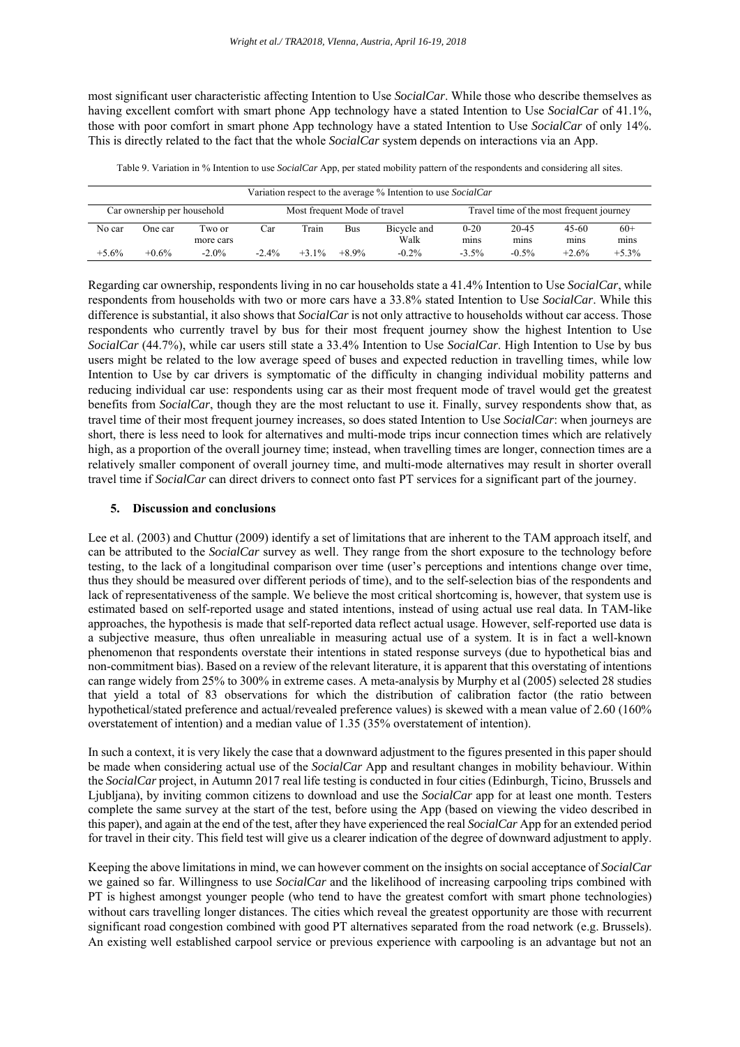most significant user characteristic affecting Intention to Use *SocialCar*. While those who describe themselves as having excellent comfort with smart phone App technology have a stated Intention to Use *SocialCar* of 41.1%, those with poor comfort in smart phone App technology have a stated Intention to Use *SocialCar* of only 14%. This is directly related to the fact that the whole *SocialCar* system depends on interactions via an App.

Table 9. Variation in % Intention to use *SocialCar* App, per stated mobility pattern of the respondents and considering all sites.

| Variation respect to the average % Intention to use *SocialCar* | | | | | | | | | | |
|---|---|---|---|---|---|---|---|---|---|---|
| Car ownership per household | | | Most frequent Mode of travel | | | | Travel time of the most frequent journey | | | |
| No car | One car | Two or more cars | Car | Train | Bus | Bicycle and Walk | 0-20 mins | 20-45 mins | 45-60 mins | 60+ mins |
| +5.6% | +0.6% | -2.0% | -2.4% | +3.1% | +8.9% | -0.2% | -3.5% | -0.5% | +2.6% | +5.3% |

Regarding car ownership, respondents living in no car households state a 41.4% Intention to Use *SocialCar*, while respondents from households with two or more cars have a 33.8% stated Intention to Use *SocialCar*. While this difference is substantial, it also shows that *SocialCar* is not only attractive to households without car access. Those respondents who currently travel by bus for their most frequent journey show the highest Intention to Use *SocialCar* (44.7%), while car users still state a 33.4% Intention to Use *SocialCar*. High Intention to Use by bus users might be related to the low average speed of buses and expected reduction in travelling times, while low Intention to Use by car drivers is symptomatic of the difficulty in changing individual mobility patterns and reducing individual car use: respondents using car as their most frequent mode of travel would get the greatest benefits from *SocialCar*, though they are the most reluctant to use it. Finally, survey respondents show that, as travel time of their most frequent journey increases, so does stated Intention to Use *SocialCar*: when journeys are short, there is less need to look for alternatives and multi-mode trips incur connection times which are relatively high, as a proportion of the overall journey time; instead, when travelling times are longer, connection times are a relatively smaller component of overall journey time, and multi-mode alternatives may result in shorter overall travel time if *SocialCar* can direct drivers to connect onto fast PT services for a significant part of the journey.

## 5. Discussion and conclusions

Lee et al. (2003) and Chuttur (2009) identify a set of limitations that are inherent to the TAM approach itself, and can be attributed to the *SocialCar* survey as well. They range from the short exposure to the technology before testing, to the lack of a longitudinal comparison over time (user's perceptions and intentions change over time, thus they should be measured over different periods of time), and to the self-selection bias of the respondents and lack of representativeness of the sample. We believe the most critical shortcoming is, however, that system use is estimated based on self-reported usage and stated intentions, instead of using actual use real data. In TAM-like approaches, the hypothesis is made that self-reported data reflect actual usage. However, self-reported use data is a subjective measure, thus often unrealiable in measuring actual use of a system. It is in fact a well-known phenomenon that respondents overstate their intentions in stated response surveys (due to hypothetical bias and non-commitment bias). Based on a review of the relevant literature, it is apparent that this overstating of intentions can range widely from 25% to 300% in extreme cases. A meta-analysis by Murphy et al (2005) selected 28 studies that yield a total of 83 observations for which the distribution of calibration factor (the ratio between hypothetical/stated preference and actual/revealed preference values) is skewed with a mean value of 2.60 (160% overstatement of intention) and a median value of 1.35 (35% overstatement of intention).

In such a context, it is very likely the case that a downward adjustment to the figures presented in this paper should be made when considering actual use of the *SocialCar* App and resultant changes in mobility behaviour. Within the *SocialCar* project, in Autumn 2017 real life testing is conducted in four cities (Edinburgh, Ticino, Brussels and Ljubljana), by inviting common citizens to download and use the *SocialCar* app for at least one month. Testers complete the same survey at the start of the test, before using the App (based on viewing the video described in this paper), and again at the end of the test, after they have experienced the real *SocialCar* App for an extended period for travel in their city. This field test will give us a clearer indication of the degree of downward adjustment to apply.

Keeping the above limitations in mind, we can however comment on the insights on social acceptance of *SocialCar* we gained so far. Willingness to use *SocialCar* and the likelihood of increasing carpooling trips combined with PT is highest amongst younger people (who tend to have the greatest comfort with smart phone technologies) without cars travelling longer distances. The cities which reveal the greatest opportunity are those with recurrent significant road congestion combined with good PT alternatives separated from the road network (e.g. Brussels). An existing well established carpool service or previous experience with carpooling is an advantage but not an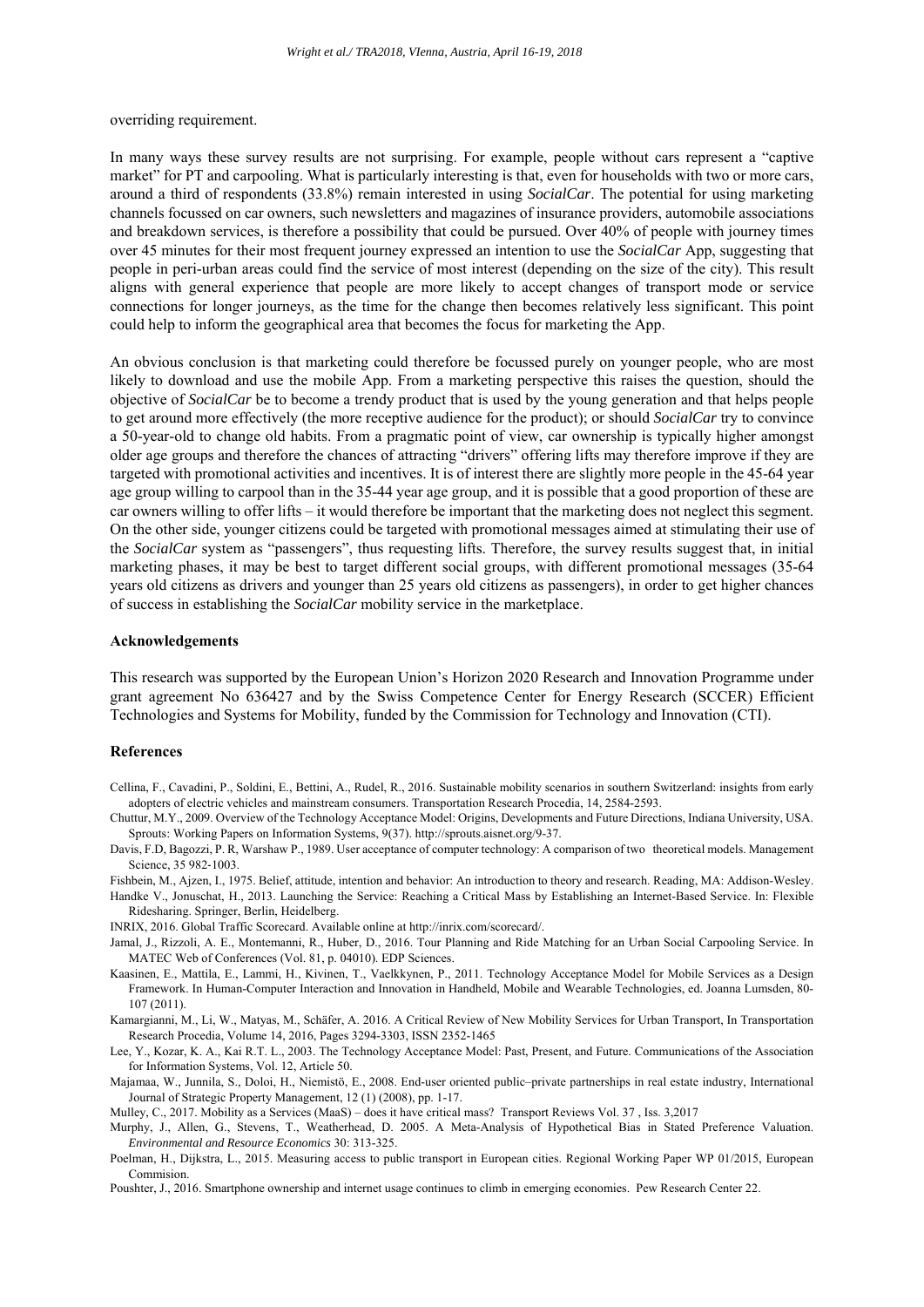overriding requirement.

In many ways these survey results are not surprising. For example, people without cars represent a "captive market" for PT and carpooling. What is particularly interesting is that, even for households with two or more cars, around a third of respondents (33.8%) remain interested in using *SocialCar*. The potential for using marketing channels focussed on car owners, such newsletters and magazines of insurance providers, automobile associations and breakdown services, is therefore a possibility that could be pursued. Over 40% of people with journey times over 45 minutes for their most frequent journey expressed an intention to use the *SocialCar* App, suggesting that people in peri-urban areas could find the service of most interest (depending on the size of the city). This result aligns with general experience that people are more likely to accept changes of transport mode or service connections for longer journeys, as the time for the change then becomes relatively less significant. This point could help to inform the geographical area that becomes the focus for marketing the App.

An obvious conclusion is that marketing could therefore be focussed purely on younger people, who are most likely to download and use the mobile App. From a marketing perspective this raises the question, should the objective of *SocialCar* be to become a trendy product that is used by the young generation and that helps people to get around more effectively (the more receptive audience for the product); or should *SocialCar* try to convince a 50-year-old to change old habits. From a pragmatic point of view, car ownership is typically higher amongst older age groups and therefore the chances of attracting "drivers" offering lifts may therefore improve if they are targeted with promotional activities and incentives. It is of interest there are slightly more people in the 45-64 year age group willing to carpool than in the 35-44 year age group, and it is possible that a good proportion of these are car owners willing to offer lifts – it would therefore be important that the marketing does not neglect this segment. On the other side, younger citizens could be targeted with promotional messages aimed at stimulating their use of the *SocialCar* system as "passengers", thus requesting lifts. Therefore, the survey results suggest that, in initial marketing phases, it may be best to target different social groups, with different promotional messages (35-64 years old citizens as drivers and younger than 25 years old citizens as passengers), in order to get higher chances of success in establishing the *SocialCar* mobility service in the marketplace.

### Acknowledgements

This research was supported by the European Union's Horizon 2020 Research and Innovation Programme under grant agreement No 636427 and by the Swiss Competence Center for Energy Research (SCCER) Efficient Technologies and Systems for Mobility, funded by the Commission for Technology and Innovation (CTI).

### References

Cellina, F., Cavadini, P., Soldini, E., Bettini, A., Rudel, R., 2016. Sustainable mobility scenarios in southern Switzerland: insights from early adopters of electric vehicles and mainstream consumers. Transportation Research Procedia, 14, 2584-2593.

Chuttur, M.Y., 2009. Overview of the Technology Acceptance Model: Origins, Developments and Future Directions, Indiana University, USA. Sprouts: Working Papers on Information Systems, 9(37). http://sprouts.aisnet.org/9-37.

Davis, F.D, Bagozzi, P. R, Warshaw P., 1989. User acceptance of computer technology: A comparison of two theoretical models. Management Science, 35 982-1003.

Fishbein, M., Ajzen, I., 1975. Belief, attitude, intention and behavior: An introduction to theory and research. Reading, MA: Addison-Wesley.

Handke V., Jonuschat, H., 2013. Launching the Service: Reaching a Critical Mass by Establishing an Internet-Based Service. In: Flexible Ridesharing. Springer, Berlin, Heidelberg.

INRIX, 2016. Global Traffic Scorecard. Available online at http://inrix.com/scorecard/.

Jamal, J., Rizzoli, A. E., Montemanni, R., Huber, D., 2016. Tour Planning and Ride Matching for an Urban Social Carpooling Service. In MATEC Web of Conferences (Vol. 81, p. 04010). EDP Sciences.

Kaasinen, E., Mattila, E., Lammi, H., Kivinen, T., Vaelkkynen, P., 2011. Technology Acceptance Model for Mobile Services as a Design Framework. In Human-Computer Interaction and Innovation in Handheld, Mobile and Wearable Technologies, ed. Joanna Lumsden, 80-107 (2011).

Kamargianni, M., Li, W., Matyas, M., Schäfer, A. 2016. A Critical Review of New Mobility Services for Urban Transport, In Transportation Research Procedia, Volume 14, 2016, Pages 3294-3303, ISSN 2352-1465

Lee, Y., Kozar, K. A., Kai R.T. L., 2003. The Technology Acceptance Model: Past, Present, and Future. Communications of the Association for Information Systems, Vol. 12, Article 50.

Majamaa, W., Junnila, S., Doloi, H., Niemistö, E., 2008. End-user oriented public–private partnerships in real estate industry, International Journal of Strategic Property Management, 12 (1) (2008), pp. 1-17.

Mulley, C., 2017. Mobility as a Services (MaaS) – does it have critical mass? Transport Reviews Vol. 37 , Iss. 3,2017

Murphy, J., Allen, G., Stevens, T., Weatherhead, D. 2005. A Meta-Analysis of Hypothetical Bias in Stated Preference Valuation. *Environmental and Resource Economics* 30: 313-325.

Poelman, H., Dijkstra, L., 2015. Measuring access to public transport in European cities. Regional Working Paper WP 01/2015, European Commision.

Poushter, J., 2016. Smartphone ownership and internet usage continues to climb in emerging economies. Pew Research Center 22.